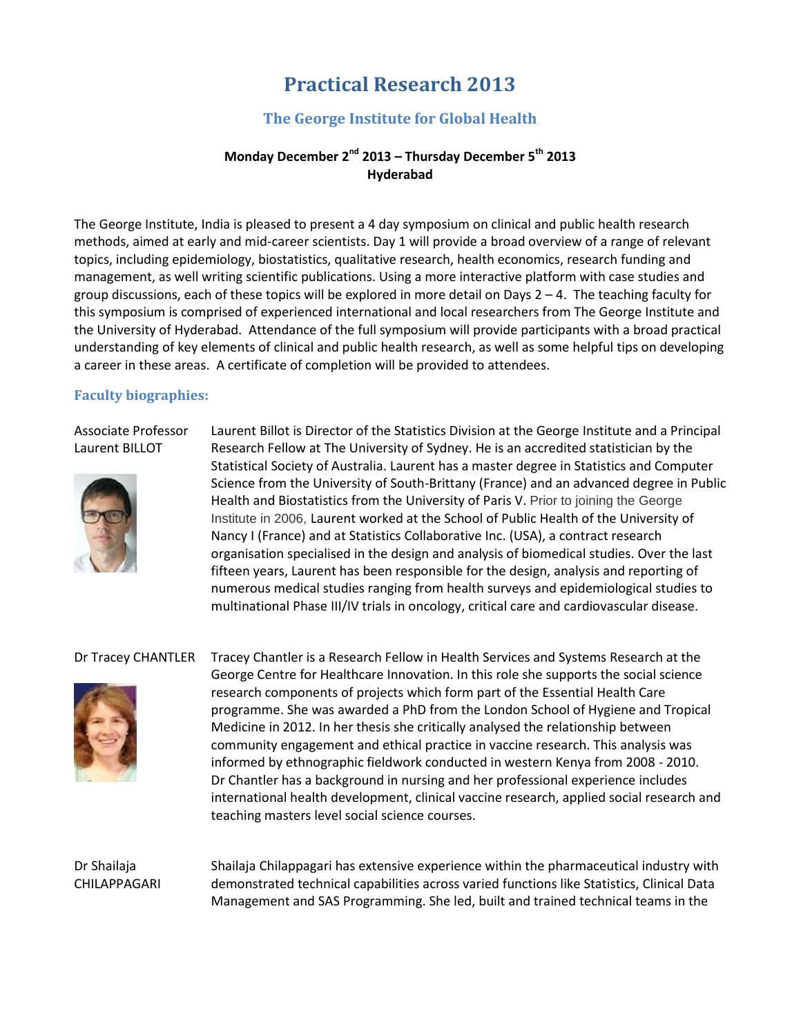# Practical Research 2013

## The George Institute for Global Health

**Monday December 2nd 2013 – Thursday December 5th 2013**
**Hyderabad**

The George Institute, India is pleased to present a 4 day symposium on clinical and public health research methods, aimed at early and mid-career scientists. Day 1 will provide a broad overview of a range of relevant topics, including epidemiology, biostatistics, qualitative research, health economics, research funding and management, as well writing scientific publications. Using a more interactive platform with case studies and group discussions, each of these topics will be explored in more detail on Days 2 – 4. The teaching faculty for this symposium is comprised of experienced international and local researchers from The George Institute and the University of Hyderabad. Attendance of the full symposium will provide participants with a broad practical understanding of key elements of clinical and public health research, as well as some helpful tips on developing a career in these areas. A certificate of completion will be provided to attendees.

### Faculty biographies:

**Associate Professor Laurent BILLOT**

Laurent Billot is Director of the Statistics Division at the George Institute and a Principal Research Fellow at The University of Sydney. He is an accredited statistician by the Statistical Society of Australia. Laurent has a master degree in Statistics and Computer Science from the University of South-Brittany (France) and an advanced degree in Public Health and Biostatistics from the University of Paris V. Prior to joining the George Institute in 2006, Laurent worked at the School of Public Health of the University of Nancy I (France) and at Statistics Collaborative Inc. (USA), a contract research organisation specialised in the design and analysis of biomedical studies. Over the last fifteen years, Laurent has been responsible for the design, analysis and reporting of numerous medical studies ranging from health surveys and epidemiological studies to multinational Phase III/IV trials in oncology, critical care and cardiovascular disease.

**Dr Tracey CHANTLER**

Tracey Chantler is a Research Fellow in Health Services and Systems Research at the George Centre for Healthcare Innovation. In this role she supports the social science research components of projects which form part of the Essential Health Care programme. She was awarded a PhD from the London School of Hygiene and Tropical Medicine in 2012. In her thesis she critically analysed the relationship between community engagement and ethical practice in vaccine research. This analysis was informed by ethnographic fieldwork conducted in western Kenya from 2008 - 2010. Dr Chantler has a background in nursing and her professional experience includes international health development, clinical vaccine research, applied social research and teaching masters level social science courses.

**Dr Shailaja CHILAPPAGARI**

Shailaja Chilappagari has extensive experience within the pharmaceutical industry with demonstrated technical capabilities across varied functions like Statistics, Clinical Data Management and SAS Programming. She led, built and trained technical teams in the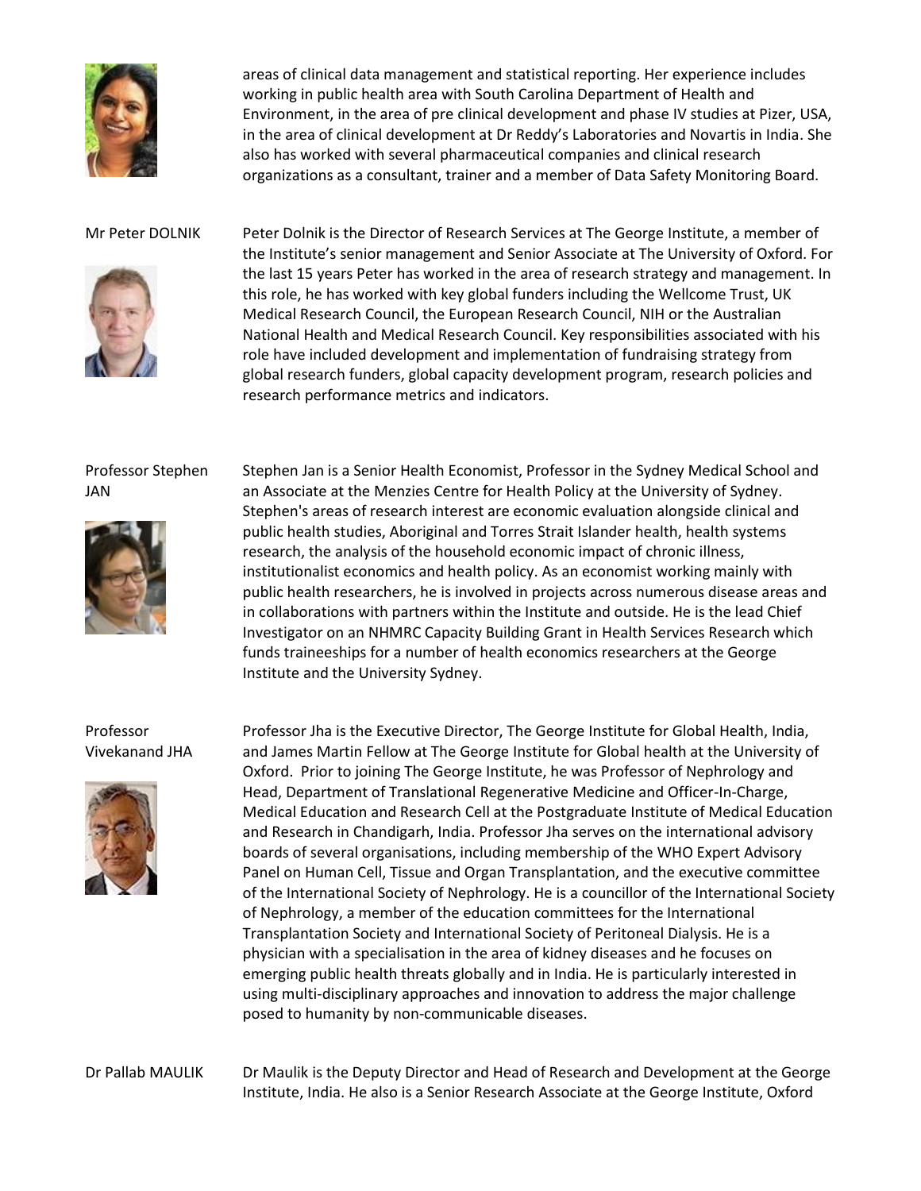areas of clinical data management and statistical reporting. Her experience includes working in public health area with South Carolina Department of Health and Environment, in the area of pre clinical development and phase IV studies at Pizer, USA, in the area of clinical development at Dr Reddy's Laboratories and Novartis in India. She also has worked with several pharmaceutical companies and clinical research organizations as a consultant, trainer and a member of Data Safety Monitoring Board.

**Mr Peter DOLNIK**

Peter Dolnik is the Director of Research Services at The George Institute, a member of the Institute's senior management and Senior Associate at The University of Oxford. For the last 15 years Peter has worked in the area of research strategy and management. In this role, he has worked with key global funders including the Wellcome Trust, UK Medical Research Council, the European Research Council, NIH or the Australian National Health and Medical Research Council. Key responsibilities associated with his role have included development and implementation of fundraising strategy from global research funders, global capacity development program, research policies and research performance metrics and indicators.

**Professor Stephen JAN**

Stephen Jan is a Senior Health Economist, Professor in the Sydney Medical School and an Associate at the Menzies Centre for Health Policy at the University of Sydney. Stephen's areas of research interest are economic evaluation alongside clinical and public health studies, Aboriginal and Torres Strait Islander health, health systems research, the analysis of the household economic impact of chronic illness, institutionalist economics and health policy. As an economist working mainly with public health researchers, he is involved in projects across numerous disease areas and in collaborations with partners within the Institute and outside. He is the lead Chief Investigator on an NHMRC Capacity Building Grant in Health Services Research which funds traineeships for a number of health economics researchers at the George Institute and the University Sydney.

**Professor Vivekanand JHA**

Professor Jha is the Executive Director, The George Institute for Global Health, India, and James Martin Fellow at The George Institute for Global health at the University of Oxford. Prior to joining The George Institute, he was Professor of Nephrology and Head, Department of Translational Regenerative Medicine and Officer-In-Charge, Medical Education and Research Cell at the Postgraduate Institute of Medical Education and Research in Chandigarh, India. Professor Jha serves on the international advisory boards of several organisations, including membership of the WHO Expert Advisory Panel on Human Cell, Tissue and Organ Transplantation, and the executive committee of the International Society of Nephrology. He is a councillor of the International Society of Nephrology, a member of the education committees for the International Transplantation Society and International Society of Peritoneal Dialysis. He is a physician with a specialisation in the area of kidney diseases and he focuses on emerging public health threats globally and in India. He is particularly interested in using multi-disciplinary approaches and innovation to address the major challenge posed to humanity by non-communicable diseases.

**Dr Pallab MAULIK**

Dr Maulik is the Deputy Director and Head of Research and Development at the George Institute, India. He also is a Senior Research Associate at the George Institute, Oxford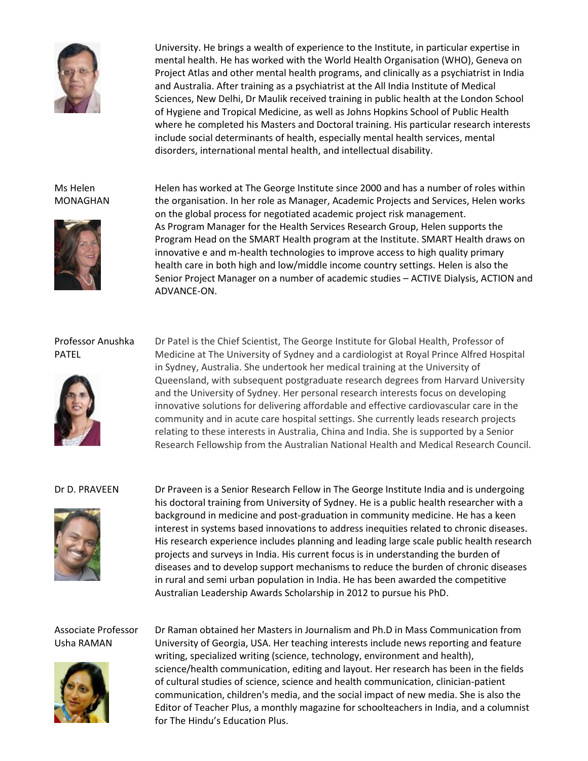University. He brings a wealth of experience to the Institute, in particular expertise in mental health. He has worked with the World Health Organisation (WHO), Geneva on Project Atlas and other mental health programs, and clinically as a psychiatrist in India and Australia. After training as a psychiatrist at the All India Institute of Medical Sciences, New Delhi, Dr Maulik received training in public health at the London School of Hygiene and Tropical Medicine, as well as Johns Hopkins School of Public Health where he completed his Masters and Doctoral training. His particular research interests include social determinants of health, especially mental health services, mental disorders, international mental health, and intellectual disability.

**Ms Helen MONAGHAN**

Helen has worked at The George Institute since 2000 and has a number of roles within the organisation. In her role as Manager, Academic Projects and Services, Helen works on the global process for negotiated academic project risk management.
As Program Manager for the Health Services Research Group, Helen supports the Program Head on the SMART Health program at the Institute. SMART Health draws on innovative e and m-health technologies to improve access to high quality primary health care in both high and low/middle income country settings. Helen is also the Senior Project Manager on a number of academic studies – ACTIVE Dialysis, ACTION and ADVANCE-ON.

**Professor Anushka PATEL**

Dr Patel is the Chief Scientist, The George Institute for Global Health, Professor of Medicine at The University of Sydney and a cardiologist at Royal Prince Alfred Hospital in Sydney, Australia. She undertook her medical training at the University of Queensland, with subsequent postgraduate research degrees from Harvard University and the University of Sydney. Her personal research interests focus on developing innovative solutions for delivering affordable and effective cardiovascular care in the community and in acute care hospital settings. She currently leads research projects relating to these interests in Australia, China and India. She is supported by a Senior Research Fellowship from the Australian National Health and Medical Research Council.

**Dr D. PRAVEEN**

Dr Praveen is a Senior Research Fellow in The George Institute India and is undergoing his doctoral training from University of Sydney. He is a public health researcher with a background in medicine and post-graduation in community medicine. He has a keen interest in systems based innovations to address inequities related to chronic diseases. His research experience includes planning and leading large scale public health research projects and surveys in India. His current focus is in understanding the burden of diseases and to develop support mechanisms to reduce the burden of chronic diseases in rural and semi urban population in India. He has been awarded the competitive Australian Leadership Awards Scholarship in 2012 to pursue his PhD.

**Associate Professor Usha RAMAN**

Dr Raman obtained her Masters in Journalism and Ph.D in Mass Communication from University of Georgia, USA. Her teaching interests include news reporting and feature writing, specialized writing (science, technology, environment and health), science/health communication, editing and layout. Her research has been in the fields of cultural studies of science, science and health communication, clinician-patient communication, children's media, and the social impact of new media. She is also the Editor of Teacher Plus, a monthly magazine for schoolteachers in India, and a columnist for The Hindu's Education Plus.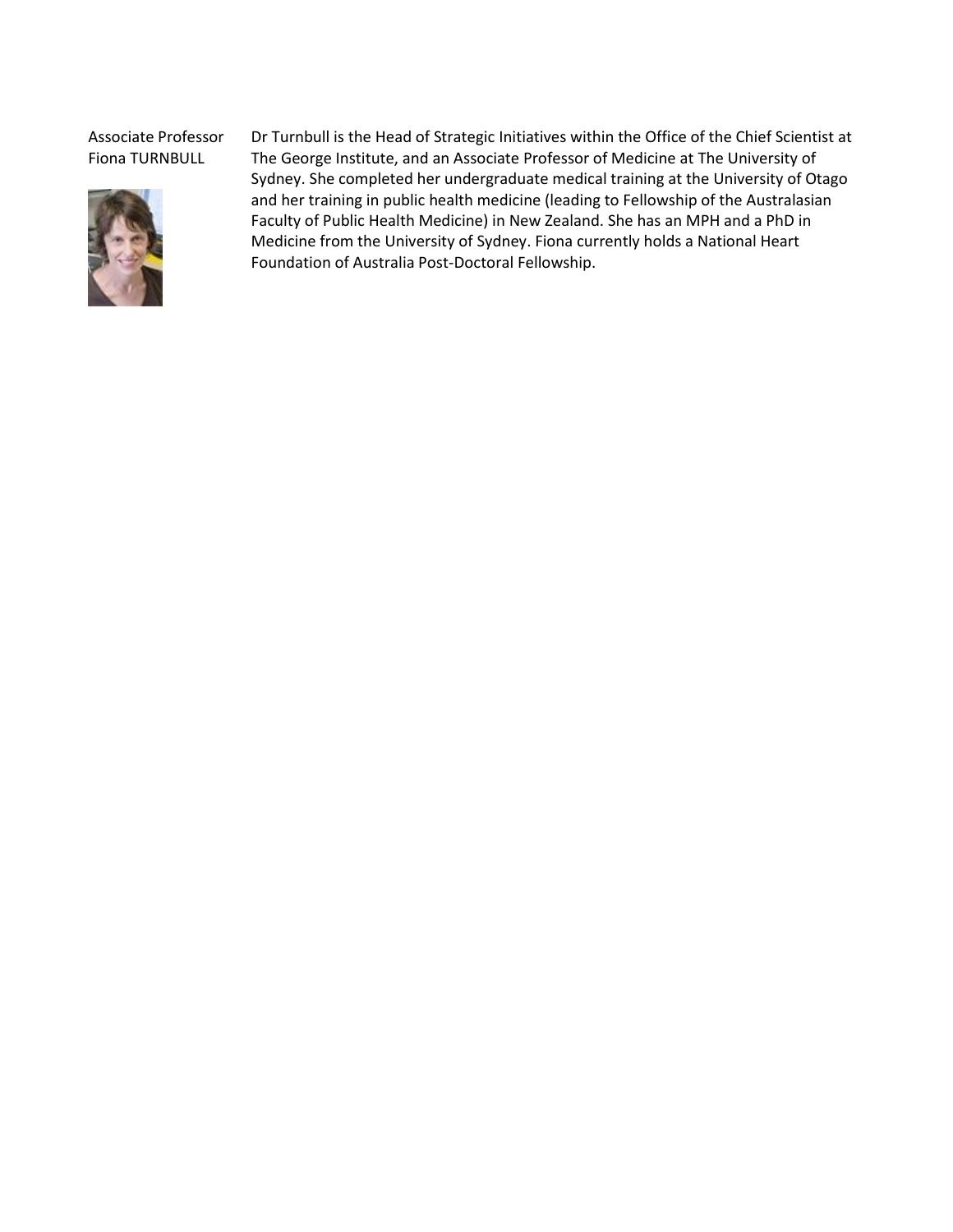Associate Professor Fiona TURNBULL

Dr Turnbull is the Head of Strategic Initiatives within the Office of the Chief Scientist at The George Institute, and an Associate Professor of Medicine at The University of Sydney. She completed her undergraduate medical training at the University of Otago and her training in public health medicine (leading to Fellowship of the Australasian Faculty of Public Health Medicine) in New Zealand. She has an MPH and a PhD in Medicine from the University of Sydney. Fiona currently holds a National Heart Foundation of Australia Post-Doctoral Fellowship.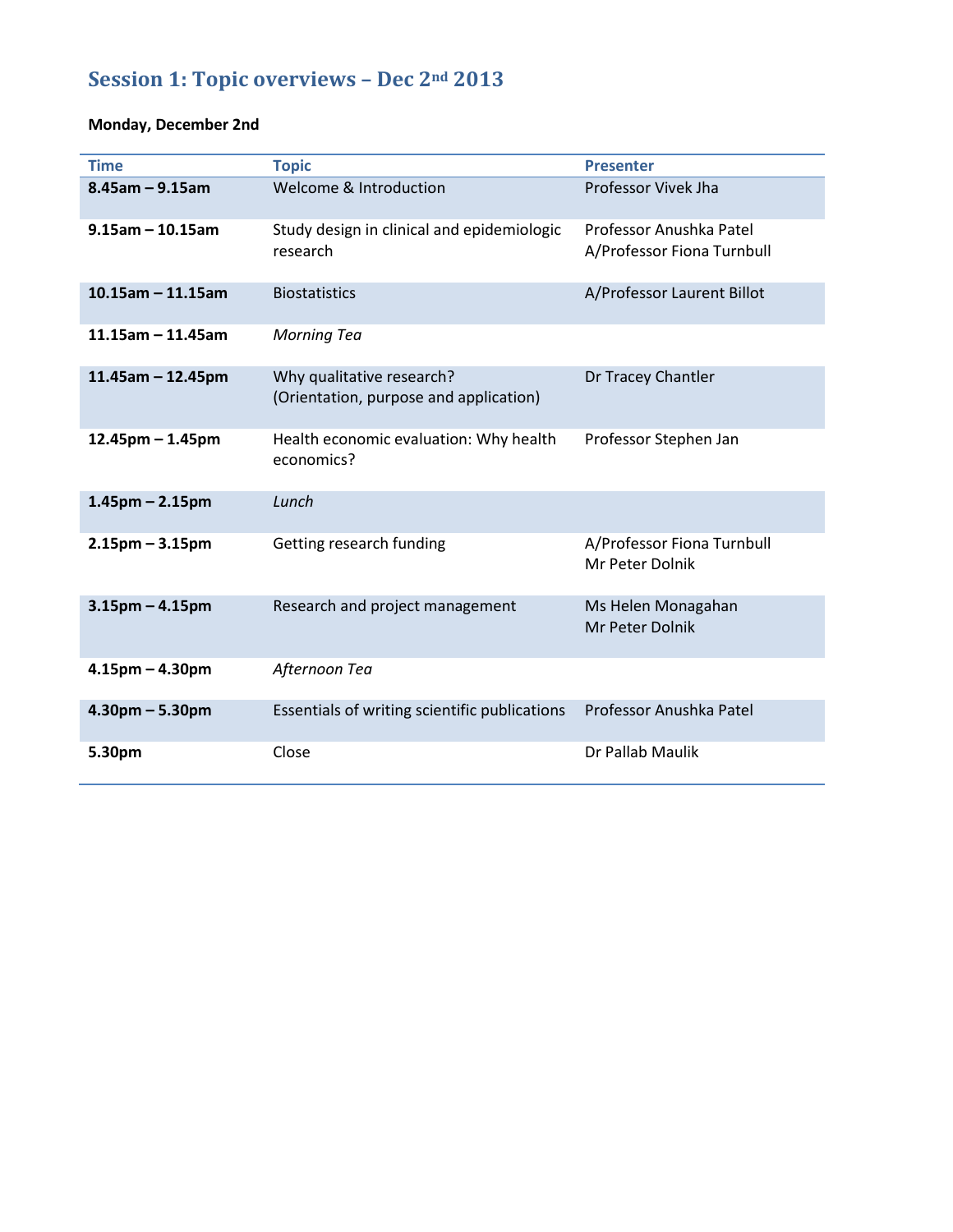# Session 1: Topic overviews – Dec 2nd 2013

**Monday, December 2nd**

| Time | Topic | Presenter |
|---|---|---|
| **8.45am – 9.15am** | Welcome & Introduction | Professor Vivek Jha |
| **9.15am – 10.15am** | Study design in clinical and epidemiologic research | Professor Anushka Patel<br>A/Professor Fiona Turnbull |
| **10.15am – 11.15am** | Biostatistics | A/Professor Laurent Billot |
| **11.15am – 11.45am** | *Morning Tea* | |
| **11.45am – 12.45pm** | Why qualitative research?<br>(Orientation, purpose and application) | Dr Tracey Chantler |
| **12.45pm – 1.45pm** | Health economic evaluation: Why health economics? | Professor Stephen Jan |
| **1.45pm – 2.15pm** | *Lunch* | |
| **2.15pm – 3.15pm** | Getting research funding | A/Professor Fiona Turnbull<br>Mr Peter Dolnik |
| **3.15pm – 4.15pm** | Research and project management | Ms Helen Monagahan<br>Mr Peter Dolnik |
| **4.15pm – 4.30pm** | *Afternoon Tea* | |
| **4.30pm – 5.30pm** | Essentials of writing scientific publications | Professor Anushka Patel |
| **5.30pm** | Close | Dr Pallab Maulik |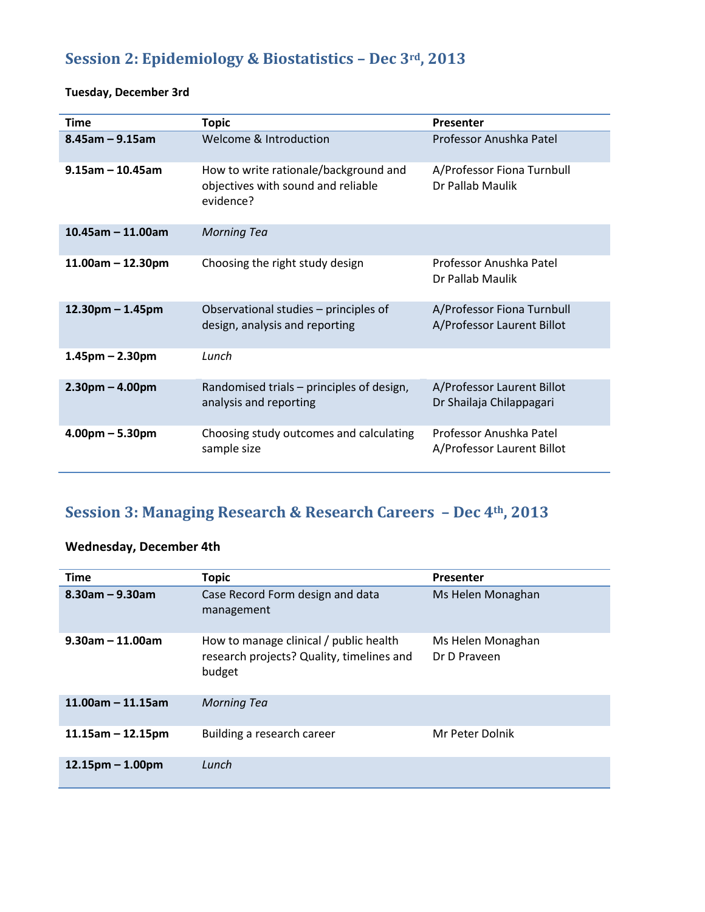## Session 2: Epidemiology & Biostatistics – Dec 3rd, 2013

**Tuesday, December 3rd**

| Time | Topic | Presenter |
|---|---|---|
| **8.45am – 9.15am** | Welcome & Introduction | Professor Anushka Patel |
| **9.15am – 10.45am** | How to write rationale/background and objectives with sound and reliable evidence? | A/Professor Fiona Turnbull<br>Dr Pallab Maulik |
| **10.45am – 11.00am** | *Morning Tea* | |
| **11.00am – 12.30pm** | Choosing the right study design | Professor Anushka Patel<br>Dr Pallab Maulik |
| **12.30pm – 1.45pm** | Observational studies – principles of design, analysis and reporting | A/Professor Fiona Turnbull<br>A/Professor Laurent Billot |
| **1.45pm – 2.30pm** | *Lunch* | |
| **2.30pm – 4.00pm** | Randomised trials – principles of design, analysis and reporting | A/Professor Laurent Billot<br>Dr Shailaja Chilappagari |
| **4.00pm – 5.30pm** | Choosing study outcomes and calculating sample size | Professor Anushka Patel<br>A/Professor Laurent Billot |

## Session 3: Managing Research & Research Careers – Dec 4th, 2013

**Wednesday, December 4th**

| Time | Topic | Presenter |
|---|---|---|
| **8.30am – 9.30am** | Case Record Form design and data management | Ms Helen Monaghan |
| **9.30am – 11.00am** | How to manage clinical / public health research projects? Quality, timelines and budget | Ms Helen Monaghan<br>Dr D Praveen |
| **11.00am – 11.15am** | *Morning Tea* | |
| **11.15am – 12.15pm** | Building a research career | Mr Peter Dolnik |
| **12.15pm – 1.00pm** | *Lunch* | |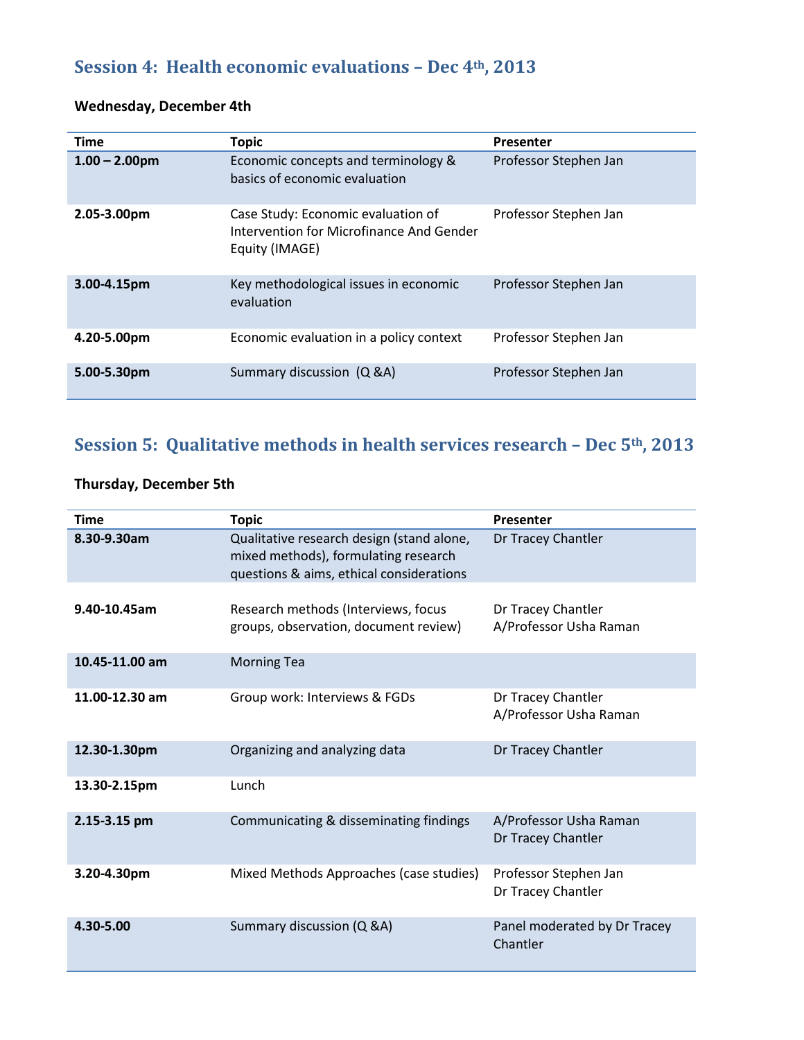## Session 4: Health economic evaluations – Dec 4th, 2013

**Wednesday, December 4th**

| Time | Topic | Presenter |
|---|---|---|
| **1.00 – 2.00pm** | Economic concepts and terminology & basics of economic evaluation | Professor Stephen Jan |
| **2.05-3.00pm** | Case Study: Economic evaluation of Intervention for Microfinance And Gender Equity (IMAGE) | Professor Stephen Jan |
| **3.00-4.15pm** | Key methodological issues in economic evaluation | Professor Stephen Jan |
| **4.20-5.00pm** | Economic evaluation in a policy context | Professor Stephen Jan |
| **5.00-5.30pm** | Summary discussion (Q &A) | Professor Stephen Jan |

## Session 5: Qualitative methods in health services research – Dec 5th, 2013

**Thursday, December 5th**

| Time | Topic | Presenter |
|---|---|---|
| **8.30-9.30am** | Qualitative research design (stand alone, mixed methods), formulating research questions & aims, ethical considerations | Dr Tracey Chantler |
| **9.40-10.45am** | Research methods (Interviews, focus groups, observation, document review) | Dr Tracey Chantler<br>A/Professor Usha Raman |
| **10.45-11.00 am** | Morning Tea | |
| **11.00-12.30 am** | Group work: Interviews & FGDs | Dr Tracey Chantler<br>A/Professor Usha Raman |
| **12.30-1.30pm** | Organizing and analyzing data | Dr Tracey Chantler |
| **13.30-2.15pm** | Lunch | |
| **2.15-3.15 pm** | Communicating & disseminating findings | A/Professor Usha Raman<br>Dr Tracey Chantler |
| **3.20-4.30pm** | Mixed Methods Approaches (case studies) | Professor Stephen Jan<br>Dr Tracey Chantler |
| **4.30-5.00** | Summary discussion (Q &A) | Panel moderated by Dr Tracey Chantler |